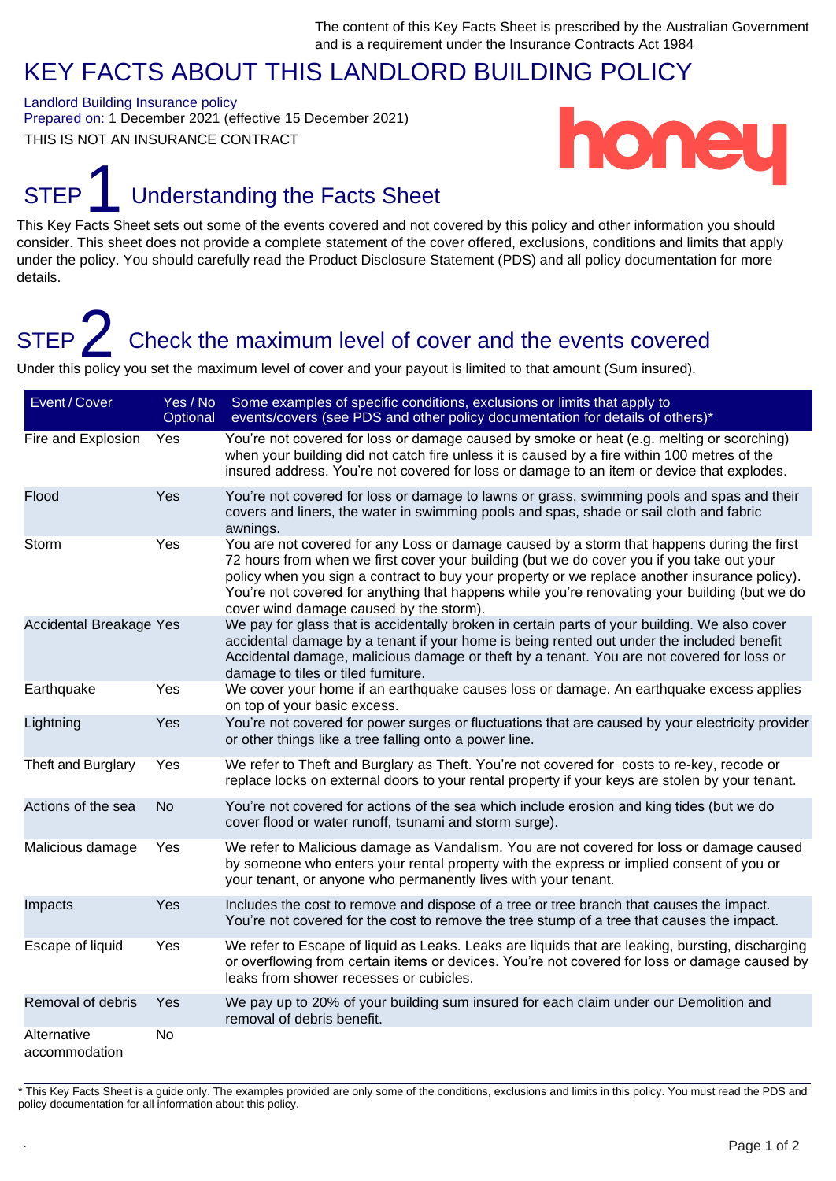The content of this Key Facts Sheet is prescribed by the Australian Government and is a requirement under the Insurance Contracts Act 1984

# KEY FACTS ABOUT THIS LANDLORD BUILDING POLICY

Landlord Building Insurance policy
Prepared on: 1 December 2021 (effective 15 December 2021)
THIS IS NOT AN INSURANCE CONTRACT

honey

## STEP 1 Understanding the Facts Sheet

This Key Facts Sheet sets out some of the events covered and not covered by this policy and other information you should consider. This sheet does not provide a complete statement of the cover offered, exclusions, conditions and limits that apply under the policy. You should carefully read the Product Disclosure Statement (PDS) and all policy documentation for more details.

## STEP 2 Check the maximum level of cover and the events covered

Under this policy you set the maximum level of cover and your payout is limited to that amount (Sum insured).

| Event / Cover | Yes / No Optional | Some examples of specific conditions, exclusions or limits that apply to events/covers (see PDS and other policy documentation for details of others)* |
|---|---|---|
| Fire and Explosion | Yes | You're not covered for loss or damage caused by smoke or heat (e.g. melting or scorching) when your building did not catch fire unless it is caused by a fire within 100 metres of the insured address. You're not covered for loss or damage to an item or device that explodes. |
| Flood | Yes | You're not covered for loss or damage to lawns or grass, swimming pools and spas and their covers and liners, the water in swimming pools and spas, shade or sail cloth and fabric awnings. |
| Storm | Yes | You are not covered for any Loss or damage caused by a storm that happens during the first 72 hours from when we first cover your building (but we do cover you if you take out your policy when you sign a contract to buy your property or we replace another insurance policy). You're not covered for anything that happens while you're renovating your building (but we do cover wind damage caused by the storm). |
| Accidental Breakage | Yes | We pay for glass that is accidentally broken in certain parts of your building. We also cover accidental damage by a tenant if your home is being rented out under the included benefit Accidental damage, malicious damage or theft by a tenant. You are not covered for loss or damage to tiles or tiled furniture. |
| Earthquake | Yes | We cover your home if an earthquake causes loss or damage. An earthquake excess applies on top of your basic excess. |
| Lightning | Yes | You're not covered for power surges or fluctuations that are caused by your electricity provider or other things like a tree falling onto a power line. |
| Theft and Burglary | Yes | We refer to Theft and Burglary as Theft. You're not covered for costs to re-key, recode or replace locks on external doors to your rental property if your keys are stolen by your tenant. |
| Actions of the sea | No | You're not covered for actions of the sea which include erosion and king tides (but we do cover flood or water runoff, tsunami and storm surge). |
| Malicious damage | Yes | We refer to Malicious damage as Vandalism. You are not covered for loss or damage caused by someone who enters your rental property with the express or implied consent of you or your tenant, or anyone who permanently lives with your tenant. |
| Impacts | Yes | Includes the cost to remove and dispose of a tree or tree branch that causes the impact. You're not covered for the cost to remove the tree stump of a tree that causes the impact. |
| Escape of liquid | Yes | We refer to Escape of liquid as Leaks. Leaks are liquids that are leaking, bursting, discharging or overflowing from certain items or devices. You're not covered for loss or damage caused by leaks from shower recesses or cubicles. |
| Removal of debris | Yes | We pay up to 20% of your building sum insured for each claim under our Demolition and removal of debris benefit. |
| Alternative accommodation | No | |

* This Key Facts Sheet is a guide only. The examples provided are only some of the conditions, exclusions and limits in this policy. You must read the PDS and policy documentation for all information about this policy.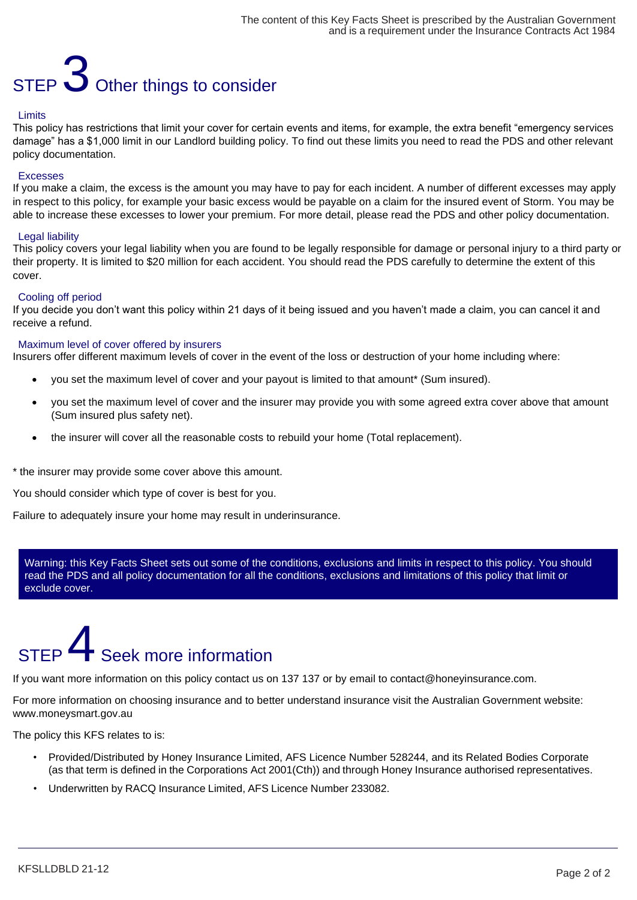The content of this Key Facts Sheet is prescribed by the Australian Government and is a requirement under the Insurance Contracts Act 1984

# STEP 3 Other things to consider

### Limits

This policy has restrictions that limit your cover for certain events and items, for example, the extra benefit "emergency services damage" has a $1,000 limit in our Landlord building policy. To find out these limits you need to read the PDS and other relevant policy documentation.

### Excesses

If you make a claim, the excess is the amount you may have to pay for each incident. A number of different excesses may apply in respect to this policy, for example your basic excess would be payable on a claim for the insured event of Storm. You may be able to increase these excesses to lower your premium. For more detail, please read the PDS and other policy documentation.

### Legal liability

This policy covers your legal liability when you are found to be legally responsible for damage or personal injury to a third party or their property. It is limited to $20 million for each accident. You should read the PDS carefully to determine the extent of this cover.

### Cooling off period

If you decide you don't want this policy within 21 days of it being issued and you haven't made a claim, you can cancel it and receive a refund.

### Maximum level of cover offered by insurers

Insurers offer different maximum levels of cover in the event of the loss or destruction of your home including where:

- you set the maximum level of cover and your payout is limited to that amount* (Sum insured).
- you set the maximum level of cover and the insurer may provide you with some agreed extra cover above that amount (Sum insured plus safety net).
- the insurer will cover all the reasonable costs to rebuild your home (Total replacement).

* the insurer may provide some cover above this amount.

You should consider which type of cover is best for you.

Failure to adequately insure your home may result in underinsurance.

Warning: this Key Facts Sheet sets out some of the conditions, exclusions and limits in respect to this policy. You should read the PDS and all policy documentation for all the conditions, exclusions and limitations of this policy that limit or exclude cover.

# STEP 4 Seek more information

If you want more information on this policy contact us on 137 137 or by email to contact@honeyinsurance.com.

For more information on choosing insurance and to better understand insurance visit the Australian Government website: www.moneysmart.gov.au

The policy this KFS relates to is:

- Provided/Distributed by Honey Insurance Limited, AFS Licence Number 528244, and its Related Bodies Corporate (as that term is defined in the Corporations Act 2001(Cth)) and through Honey Insurance authorised representatives.
- Underwritten by RACQ Insurance Limited, AFS Licence Number 233082.

KFSLLDBLD 21-12